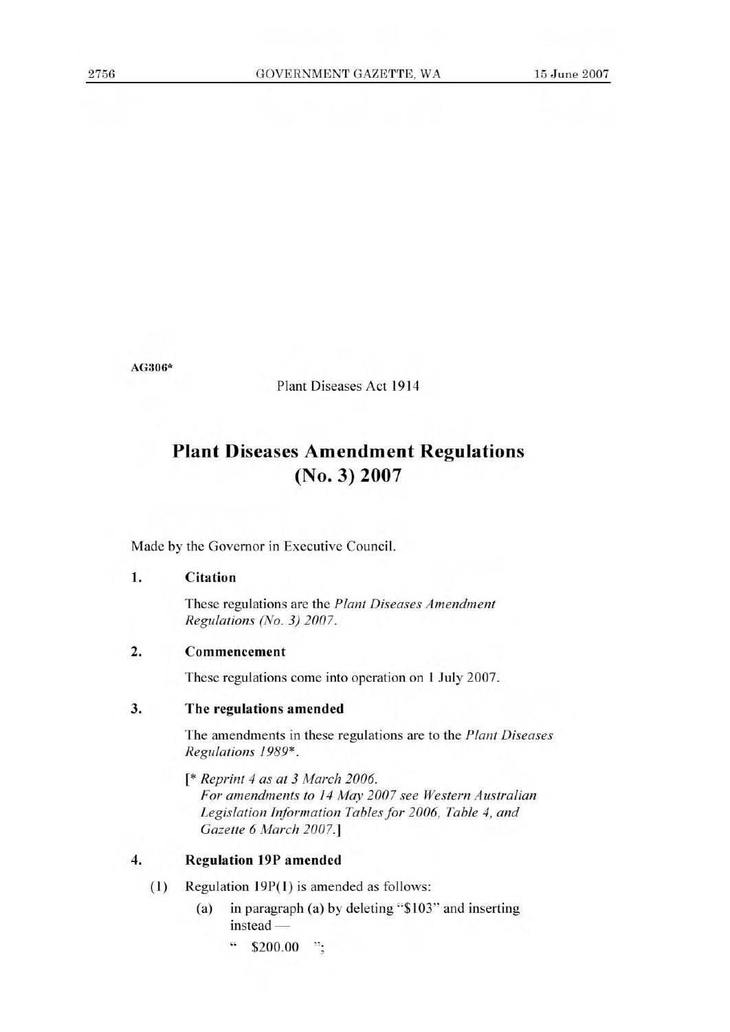AG306*

Plant Diseases Act 1914

# Plant Diseases Amendment Regulations (No. 3) 2007

Made by the Governor in Executive Council.

**1. Citation**

These regulations are the *Plant Diseases Amendment Regulations (No. 3) 2007*.

**2. Commencement**

These regulations come into operation on 1 July 2007.

**3. The regulations amended**

The amendments in these regulations are to the *Plant Diseases Regulations 1989**.

[* *Reprint 4 as at 3 March 2006.*
*For amendments to 14 May 2007 see Western Australian Legislation Information Tables for 2006, Table 4, and Gazette 6 March 2007.*]

**4. Regulation 19P amended**

(1) Regulation 19P(1) is amended as follows:

(a) in paragraph (a) by deleting "\$103" and inserting instead —

" \$200.00 ";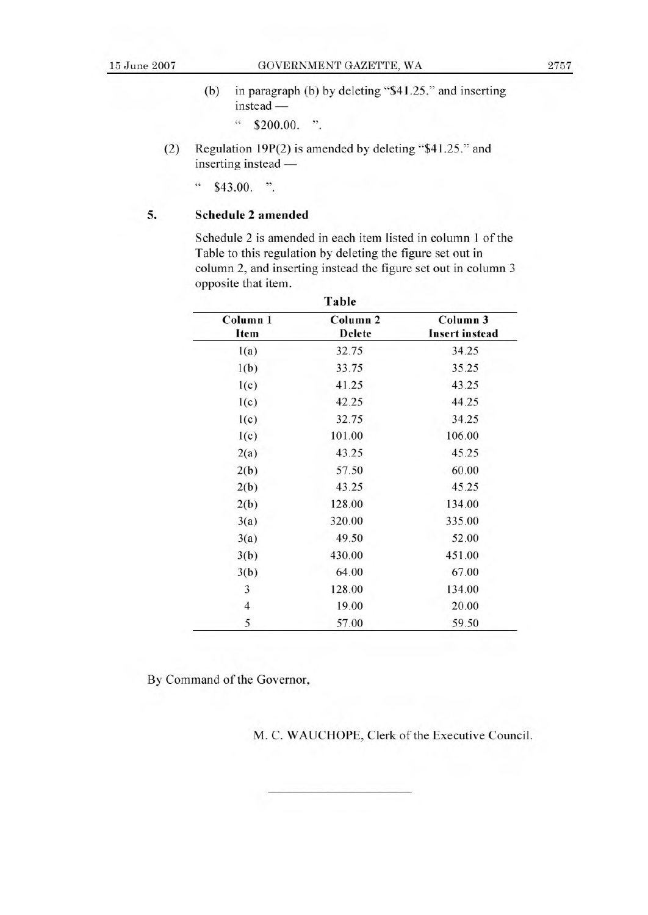(b) in paragraph (b) by deleting "$41.25." and inserting instead —

" $200.00. ".

(2) Regulation 19P(2) is amended by deleting "$41.25." and inserting instead —

" $43.00. ".

**5. Schedule 2 amended**

Schedule 2 is amended in each item listed in column 1 of the Table to this regulation by deleting the figure set out in column 2, and inserting instead the figure set out in column 3 opposite that item.

**Table**

| Column 1<br>Item | Column 2<br>Delete | Column 3<br>Insert instead |
|---|---|---|
| 1(a) | 32.75 | 34.25 |
| 1(b) | 33.75 | 35.25 |
| 1(c) | 41.25 | 43.25 |
| 1(c) | 42.25 | 44.25 |
| 1(c) | 32.75 | 34.25 |
| 1(c) | 101.00 | 106.00 |
| 2(a) | 43.25 | 45.25 |
| 2(b) | 57.50 | 60.00 |
| 2(b) | 43.25 | 45.25 |
| 2(b) | 128.00 | 134.00 |
| 3(a) | 320.00 | 335.00 |
| 3(a) | 49.50 | 52.00 |
| 3(b) | 430.00 | 451.00 |
| 3(b) | 64.00 | 67.00 |
| 3 | 128.00 | 134.00 |
| 4 | 19.00 | 20.00 |
| 5 | 57.00 | 59.50 |

By Command of the Governor,

M. C. WAUCHOPE, Clerk of the Executive Council.